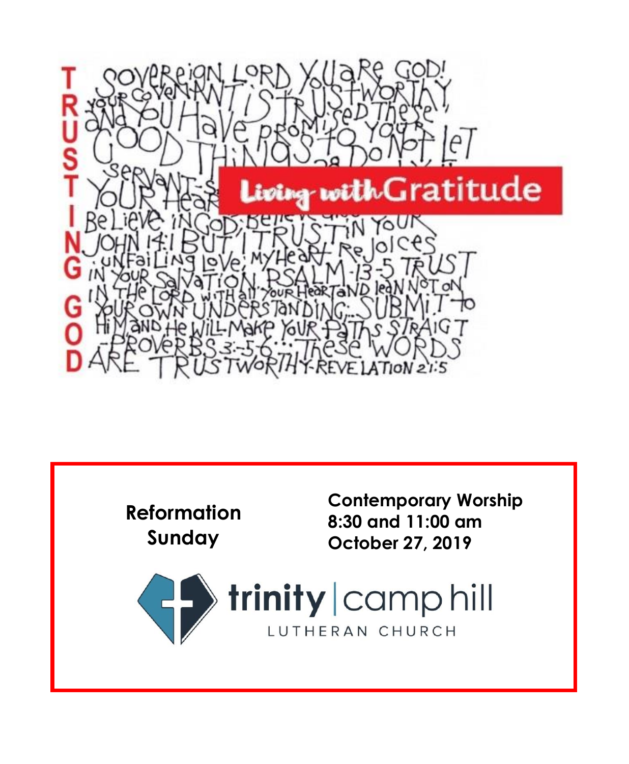TRUSTING GOD

SOVEREIGN LORD YOU ARE GOD! YOUR COVENANT IS TRUSTWORTHY, AND YOU HAVE PROMISED THESE GOOD THINGS TO YOUR SERVANT... DO NOT LET YOUR HEARTS ... BELIEVE IN GOD; BELIEVE ALSO ... JOHN 14:1 BUT I TRUST IN YOUR UNFAILING LOVE; MY HEART REJOICES IN YOUR SALVATION. PSALM 13:5 TRUST IN THE LORD WITH ALL YOUR HEART AND LEAN NOT ON YOUR OWN UNDERSTANDING; SUBMIT TO HIM AND HE WILL MAKE YOUR PATHS STRAIGHT -PROVERBS 3:5-6 ...THESE WORDS ARE TRUSTWORTHY-REVELATION 21:5

**Living with Gratitude**

**Reformation Sunday**

**Contemporary Worship**
**8:30 and 11:00 am**
**October 27, 2019**

trinity | camp hill
LUTHERAN CHURCH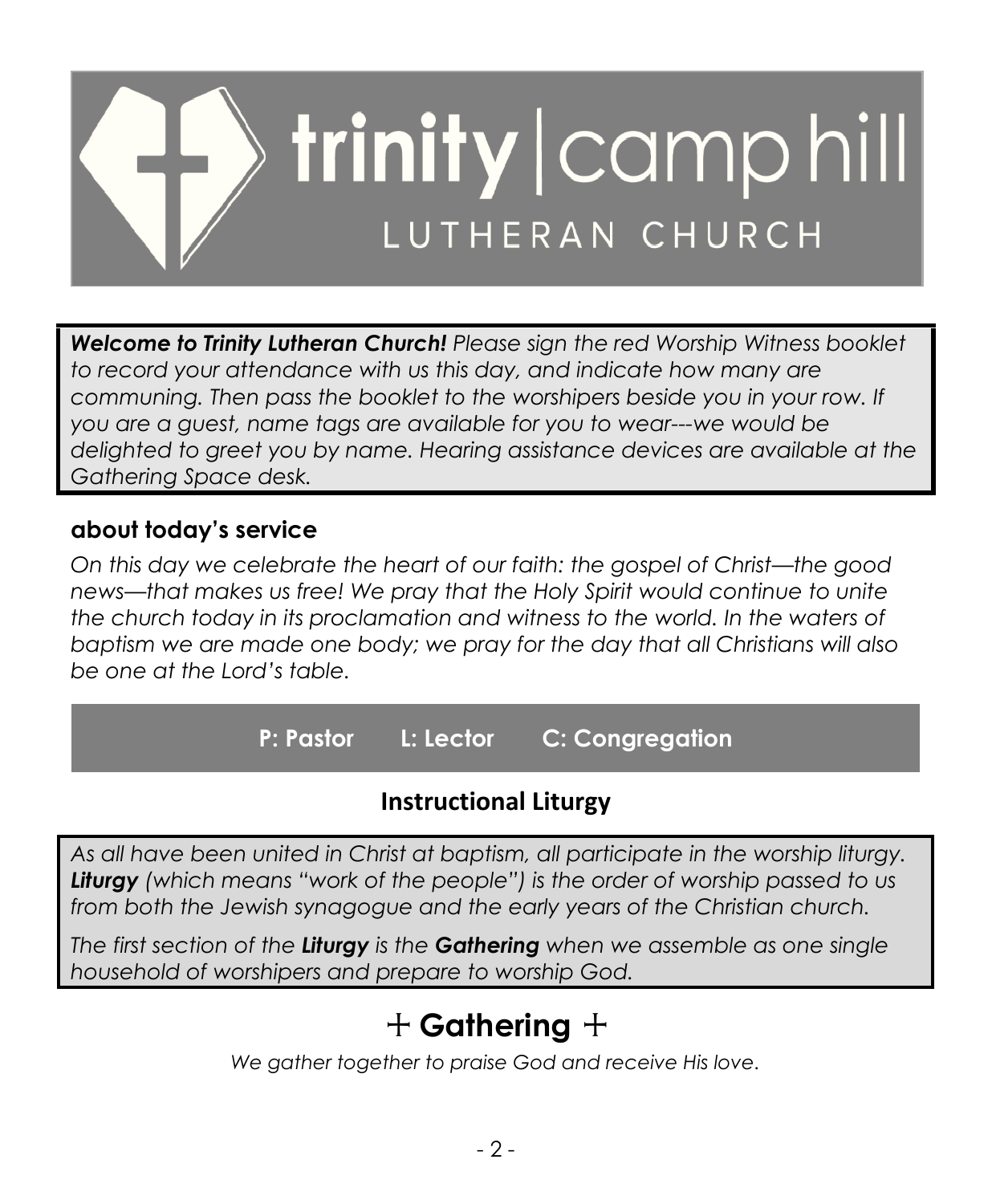# trinity | camp hill
LUTHERAN CHURCH

***Welcome to Trinity Lutheran Church!*** *Please sign the red Worship Witness booklet to record your attendance with us this day, and indicate how many are communing. Then pass the booklet to the worshipers beside you in your row. If you are a guest, name tags are available for you to wear---we would be delighted to greet you by name. Hearing assistance devices are available at the Gathering Space desk.*

## about today's service

*On this day we celebrate the heart of our faith: the gospel of Christ—the good news—that makes us free! We pray that the Holy Spirit would continue to unite the church today in its proclamation and witness to the world. In the waters of baptism we are made one body; we pray for the day that all Christians will also be one at the Lord's table.*

**P: Pastor L: Lector C: Congregation**

## Instructional Liturgy

*As all have been united in Christ at baptism, all participate in the worship liturgy.* ***Liturgy*** *(which means "work of the people") is the order of worship passed to us from both the Jewish synagogue and the early years of the Christian church.*

*The first section of the* ***Liturgy*** *is the* ***Gathering*** *when we assemble as one single household of worshipers and prepare to worship God.*

# + Gathering +

*We gather together to praise God and receive His love.*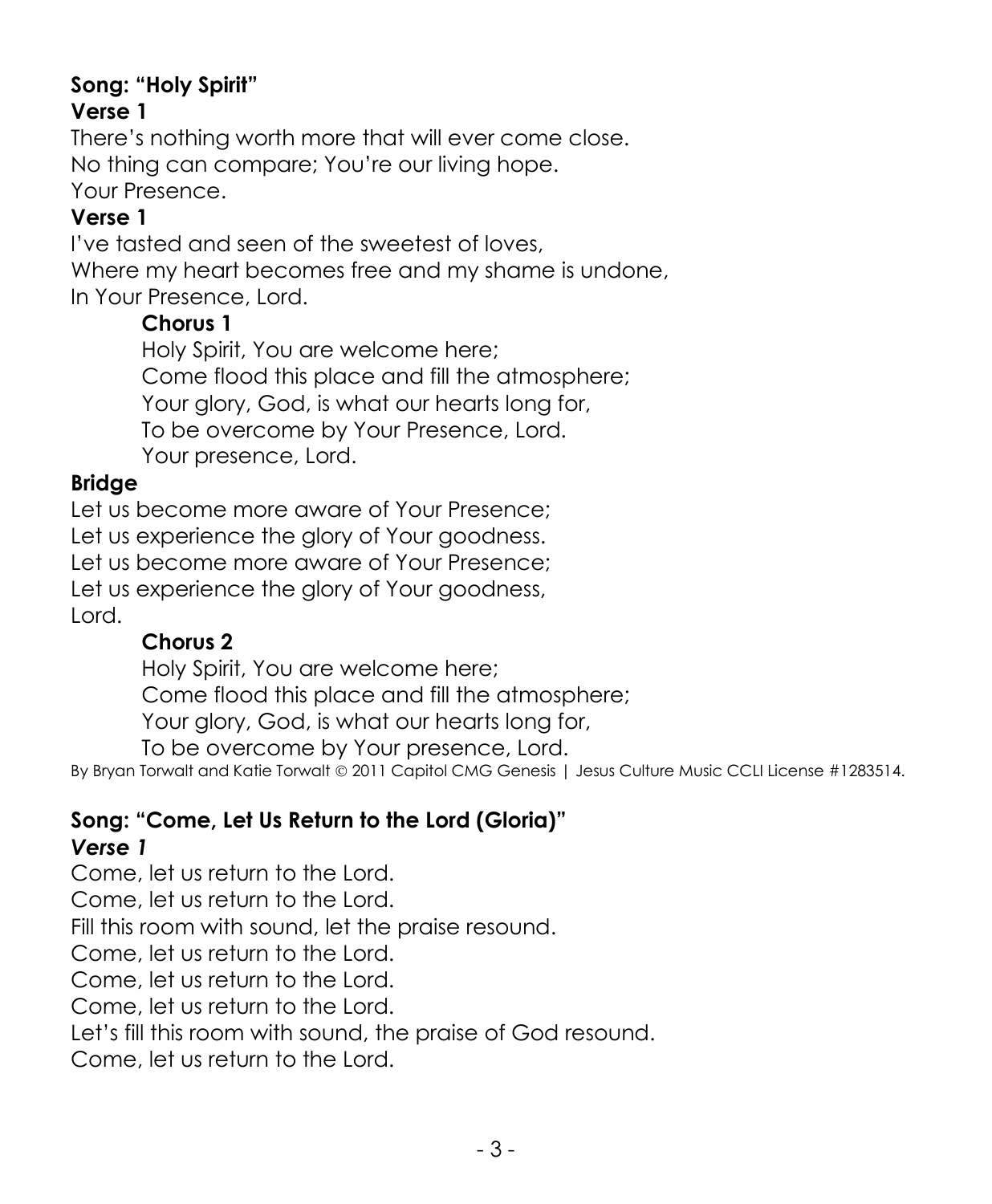**Song: "Holy Spirit"**

**Verse 1**

There's nothing worth more that will ever come close.
No thing can compare; You're our living hope.
Your Presence.

**Verse 1**

I've tasted and seen of the sweetest of loves,
Where my heart becomes free and my shame is undone,
In Your Presence, Lord.

> **Chorus 1**
>
> Holy Spirit, You are welcome here;
> Come flood this place and fill the atmosphere;
> Your glory, God, is what our hearts long for,
> To be overcome by Your Presence, Lord.
> Your presence, Lord.

**Bridge**

Let us become more aware of Your Presence;
Let us experience the glory of Your goodness.
Let us become more aware of Your Presence;
Let us experience the glory of Your goodness,
Lord.

> **Chorus 2**
>
> Holy Spirit, You are welcome here;
> Come flood this place and fill the atmosphere;
> Your glory, God, is what our hearts long for,
> To be overcome by Your presence, Lord.

By Bryan Torwalt and Katie Torwalt © 2011 Capitol CMG Genesis | Jesus Culture Music CCLI License #1283514.

**Song: "Come, Let Us Return to the Lord (Gloria)"**

***Verse 1***

Come, let us return to the Lord.
Come, let us return to the Lord.
Fill this room with sound, let the praise resound.
Come, let us return to the Lord.
Come, let us return to the Lord.
Come, let us return to the Lord.
Let's fill this room with sound, the praise of God resound.
Come, let us return to the Lord.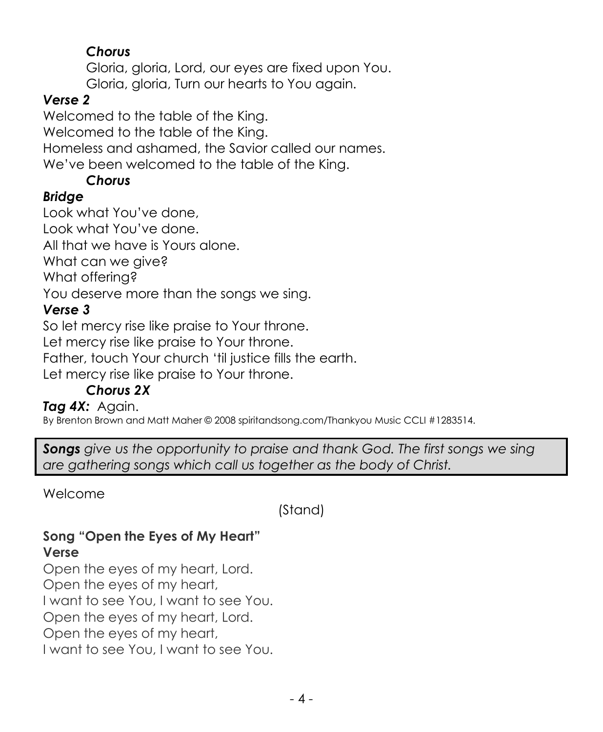***Chorus***

Gloria, gloria, Lord, our eyes are fixed upon You.
Gloria, gloria, Turn our hearts to You again.

***Verse 2***

Welcomed to the table of the King.
Welcomed to the table of the King.
Homeless and ashamed, the Savior called our names.
We've been welcomed to the table of the King.

***Chorus***

***Bridge***

Look what You've done,
Look what You've done.
All that we have is Yours alone.
What can we give?
What offering?
You deserve more than the songs we sing.

***Verse 3***

So let mercy rise like praise to Your throne.
Let mercy rise like praise to Your throne.
Father, touch Your church 'til justice fills the earth.
Let mercy rise like praise to Your throne.

***Chorus 2X***

***Tag 4X:*** Again.

By Brenton Brown and Matt Maher © 2008 spiritandsong.com/Thankyou Music CCLI #1283514.

> ***Songs*** *give us the opportunity to praise and thank God. The first songs we sing are gathering songs which call us together as the body of Christ.*

Welcome

(Stand)

**Song "Open the Eyes of My Heart"**

**Verse**

Open the eyes of my heart, Lord.
Open the eyes of my heart,
I want to see You, I want to see You.
Open the eyes of my heart, Lord.
Open the eyes of my heart,
I want to see You, I want to see You.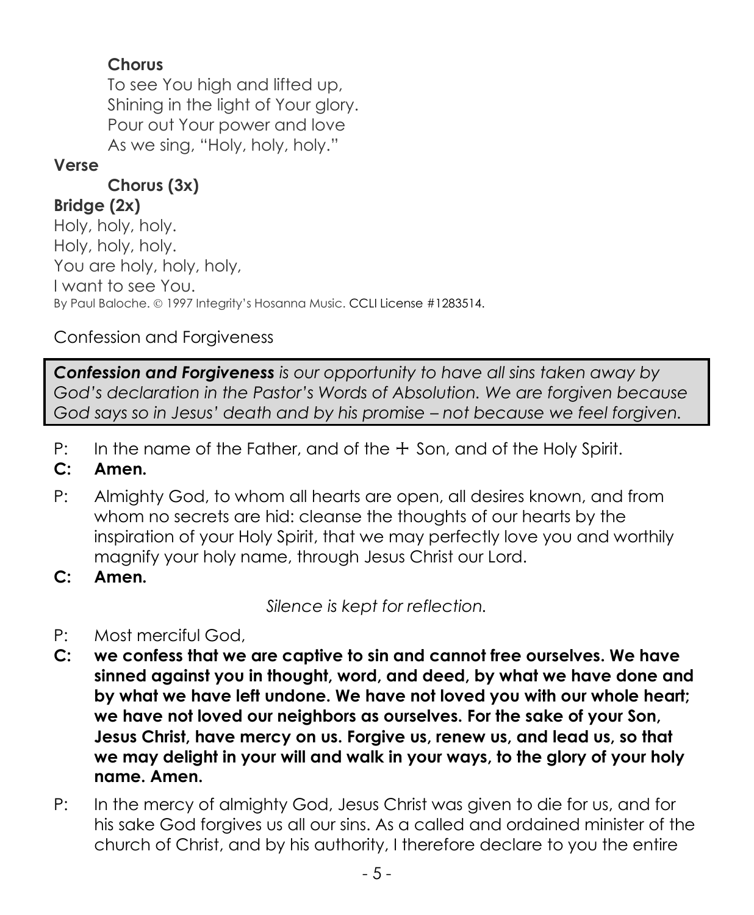**Chorus**

To see You high and lifted up,
Shining in the light of Your glory.
Pour out Your power and love
As we sing, "Holy, holy, holy."

**Verse**

**Chorus (3x)**

**Bridge (2x)**

Holy, holy, holy.
Holy, holy, holy.
You are holy, holy, holy,
I want to see You.

By Paul Baloche. © 1997 Integrity's Hosanna Music. CCLI License #1283514.

Confession and Forgiveness

> ***Confession and Forgiveness*** *is our opportunity to have all sins taken away by God's declaration in the Pastor's Words of Absolution. We are forgiven because God says so in Jesus' death and by his promise – not because we feel forgiven.*

P: In the name of the Father, and of the ☩ Son, and of the Holy Spirit.

**C: Amen.**

P: Almighty God, to whom all hearts are open, all desires known, and from whom no secrets are hid: cleanse the thoughts of our hearts by the inspiration of your Holy Spirit, that we may perfectly love you and worthily magnify your holy name, through Jesus Christ our Lord.

**C: Amen.**

*Silence is kept for reflection.*

P: Most merciful God,

**C: we confess that we are captive to sin and cannot free ourselves. We have sinned against you in thought, word, and deed, by what we have done and by what we have left undone. We have not loved you with our whole heart; we have not loved our neighbors as ourselves. For the sake of your Son, Jesus Christ, have mercy on us. Forgive us, renew us, and lead us, so that we may delight in your will and walk in your ways, to the glory of your holy name. Amen.**

P: In the mercy of almighty God, Jesus Christ was given to die for us, and for his sake God forgives us all our sins. As a called and ordained minister of the church of Christ, and by his authority, I therefore declare to you the entire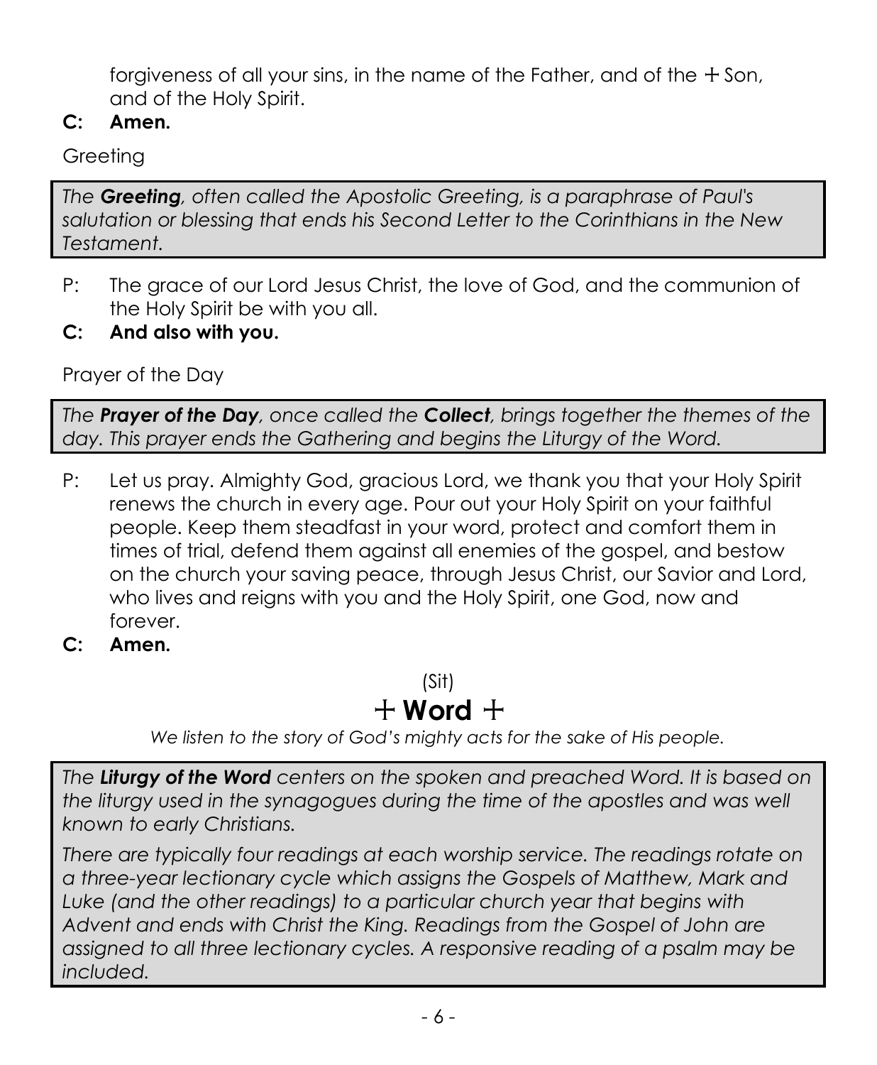forgiveness of all your sins, in the name of the Father, and of the ☩ Son, and of the Holy Spirit.

**C: Amen.**

Greeting

> *The **Greeting**, often called the Apostolic Greeting, is a paraphrase of Paul's salutation or blessing that ends his Second Letter to the Corinthians in the New Testament.*

P: The grace of our Lord Jesus Christ, the love of God, and the communion of the Holy Spirit be with you all.

**C: And also with you.**

Prayer of the Day

> *The **Prayer of the Day**, once called the **Collect**, brings together the themes of the day. This prayer ends the Gathering and begins the Liturgy of the Word.*

P: Let us pray. Almighty God, gracious Lord, we thank you that your Holy Spirit renews the church in every age. Pour out your Holy Spirit on your faithful people. Keep them steadfast in your word, protect and comfort them in times of trial, defend them against all enemies of the gospel, and bestow on the church your saving peace, through Jesus Christ, our Savior and Lord, who lives and reigns with you and the Holy Spirit, one God, now and forever.

**C: Amen.**

(Sit)

## ☩ Word ☩

*We listen to the story of God's mighty acts for the sake of His people.*

> *The **Liturgy of the Word** centers on the spoken and preached Word. It is based on the liturgy used in the synagogues during the time of the apostles and was well known to early Christians.*
>
> *There are typically four readings at each worship service. The readings rotate on a three-year lectionary cycle which assigns the Gospels of Matthew, Mark and Luke (and the other readings) to a particular church year that begins with Advent and ends with Christ the King. Readings from the Gospel of John are assigned to all three lectionary cycles. A responsive reading of a psalm may be included.*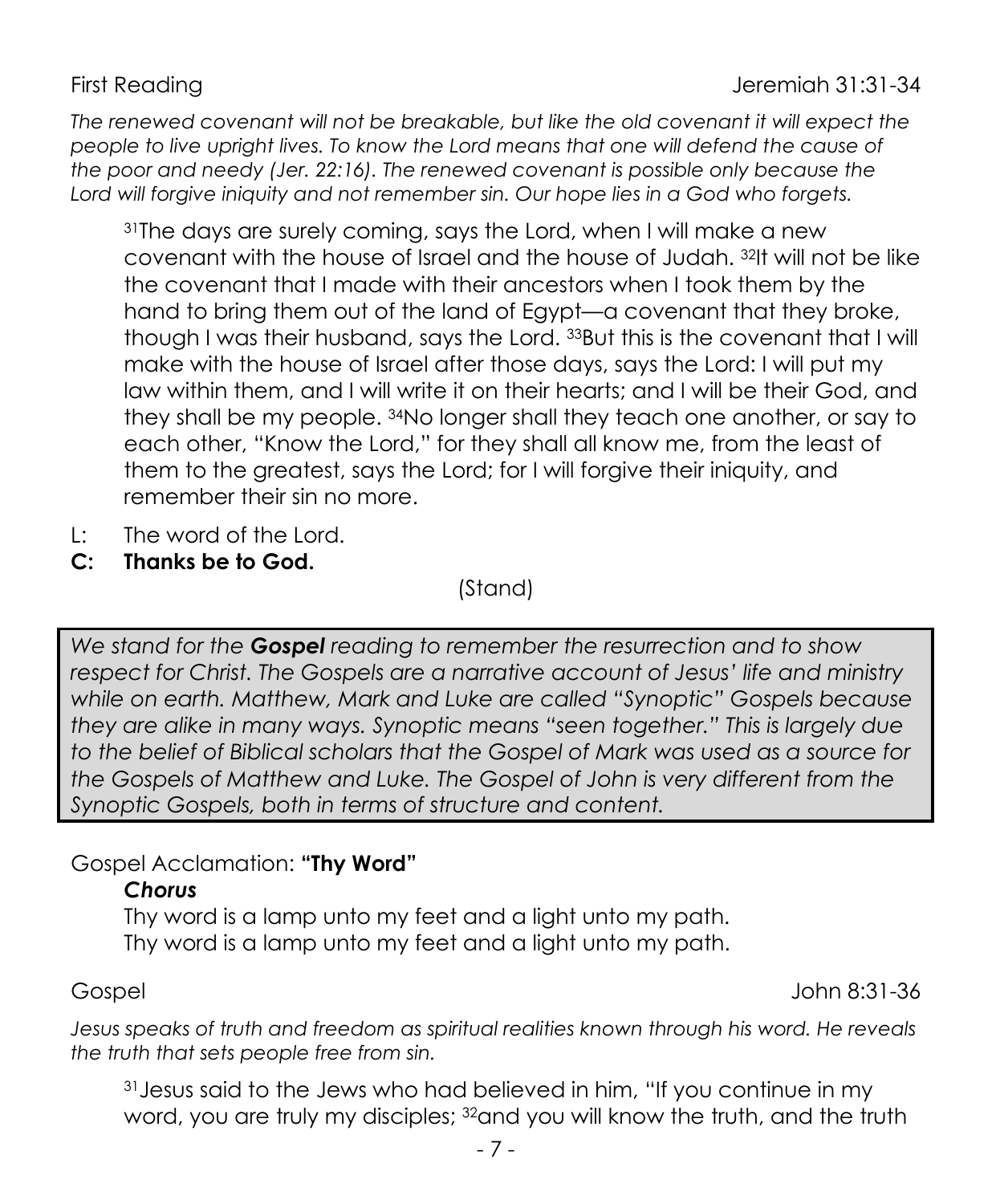First Reading Jeremiah 31:31-34

*The renewed covenant will not be breakable, but like the old covenant it will expect the people to live upright lives. To know the Lord means that one will defend the cause of the poor and needy (Jer. 22:16). The renewed covenant is possible only because the Lord will forgive iniquity and not remember sin. Our hope lies in a God who forgets.*

> [31]The days are surely coming, says the Lord, when I will make a new covenant with the house of Israel and the house of Judah. [32]It will not be like the covenant that I made with their ancestors when I took them by the hand to bring them out of the land of Egypt—a covenant that they broke, though I was their husband, says the Lord. [33]But this is the covenant that I will make with the house of Israel after those days, says the Lord: I will put my law within them, and I will write it on their hearts; and I will be their God, and they shall be my people. [34]No longer shall they teach one another, or say to each other, "Know the Lord," for they shall all know me, from the least of them to the greatest, says the Lord; for I will forgive their iniquity, and remember their sin no more.

L: The word of the Lord.
**C: Thanks be to God.**

(Stand)

*We stand for the* ***Gospel*** *reading to remember the resurrection and to show respect for Christ. The Gospels are a narrative account of Jesus' life and ministry while on earth. Matthew, Mark and Luke are called "Synoptic" Gospels because they are alike in many ways. Synoptic means "seen together." This is largely due to the belief of Biblical scholars that the Gospel of Mark was used as a source for the Gospels of Matthew and Luke. The Gospel of John is very different from the Synoptic Gospels, both in terms of structure and content.*

Gospel Acclamation: **"Thy Word"**

***Chorus***

Thy word is a lamp unto my feet and a light unto my path.
Thy word is a lamp unto my feet and a light unto my path.

Gospel John 8:31-36

*Jesus speaks of truth and freedom as spiritual realities known through his word. He reveals the truth that sets people free from sin.*

> [31]Jesus said to the Jews who had believed in him, "If you continue in my word, you are truly my disciples; [32]and you will know the truth, and the truth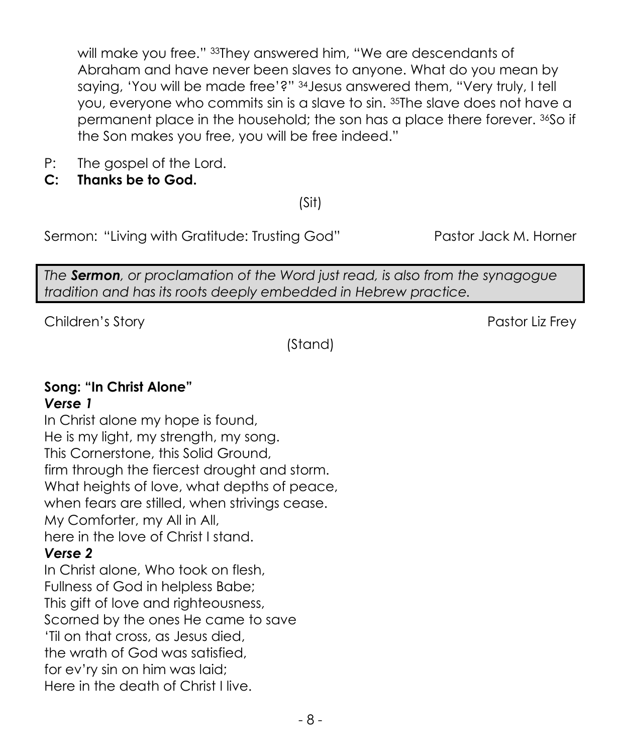will make you free." [33]They answered him, "We are descendants of Abraham and have never been slaves to anyone. What do you mean by saying, 'You will be made free'?" [34]Jesus answered them, "Very truly, I tell you, everyone who commits sin is a slave to sin. [35]The slave does not have a permanent place in the household; the son has a place there forever. [36]So if the Son makes you free, you will be free indeed."

P: The gospel of the Lord.

**C: Thanks be to God.**

(Sit)

Sermon: "Living with Gratitude: Trusting God" Pastor Jack M. Horner

*The **Sermon**, or proclamation of the Word just read, is also from the synagogue tradition and has its roots deeply embedded in Hebrew practice.*

Children's Story Pastor Liz Frey

(Stand)

**Song: "In Christ Alone"**

***Verse 1***

In Christ alone my hope is found,
He is my light, my strength, my song.
This Cornerstone, this Solid Ground,
firm through the fiercest drought and storm.
What heights of love, what depths of peace,
when fears are stilled, when strivings cease.
My Comforter, my All in All,
here in the love of Christ I stand.

***Verse 2***

In Christ alone, Who took on flesh,
Fullness of God in helpless Babe;
This gift of love and righteousness,
Scorned by the ones He came to save
'Til on that cross, as Jesus died,
the wrath of God was satisfied,
for ev'ry sin on him was laid;
Here in the death of Christ I live.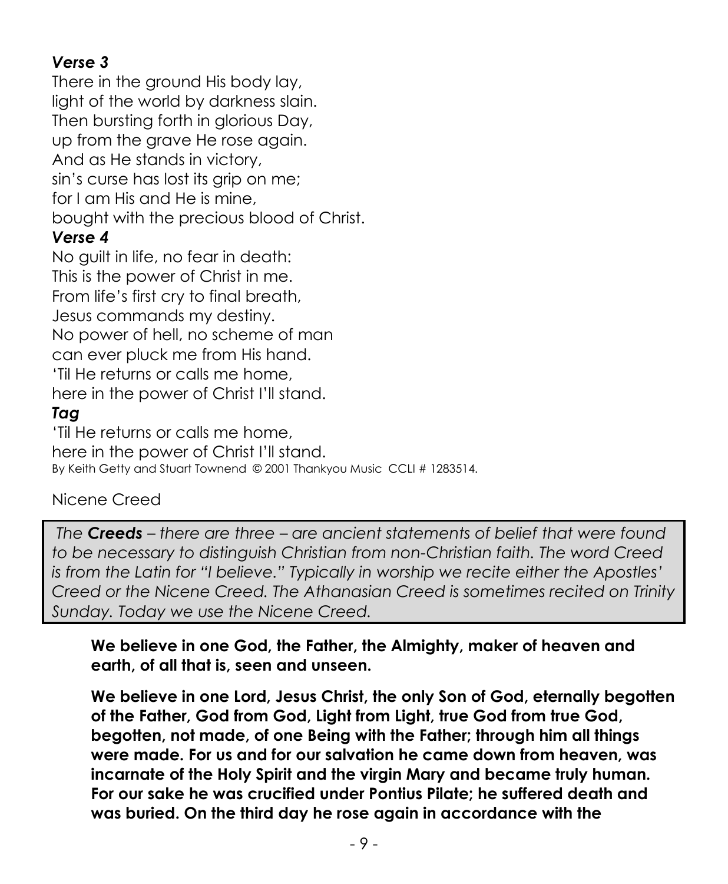***Verse 3***

There in the ground His body lay,
light of the world by darkness slain.
Then bursting forth in glorious Day,
up from the grave He rose again.
And as He stands in victory,
sin's curse has lost its grip on me;
for I am His and He is mine,
bought with the precious blood of Christ.

***Verse 4***

No guilt in life, no fear in death:
This is the power of Christ in me.
From life's first cry to final breath,
Jesus commands my destiny.
No power of hell, no scheme of man
can ever pluck me from His hand.
'Til He returns or calls me home,
here in the power of Christ I'll stand.

***Tag***

'Til He returns or calls me home,
here in the power of Christ I'll stand.
By Keith Getty and Stuart Townend © 2001 Thankyou Music CCLI # 1283514.

Nicene Creed

*The **Creeds** – there are three – are ancient statements of belief that were found to be necessary to distinguish Christian from non-Christian faith. The word Creed is from the Latin for "I believe." Typically in worship we recite either the Apostles' Creed or the Nicene Creed. The Athanasian Creed is sometimes recited on Trinity Sunday. Today we use the Nicene Creed.*

**We believe in one God, the Father, the Almighty, maker of heaven and earth, of all that is, seen and unseen.**

**We believe in one Lord, Jesus Christ, the only Son of God, eternally begotten of the Father, God from God, Light from Light, true God from true God, begotten, not made, of one Being with the Father; through him all things were made. For us and for our salvation he came down from heaven, was incarnate of the Holy Spirit and the virgin Mary and became truly human. For our sake he was crucified under Pontius Pilate; he suffered death and was buried. On the third day he rose again in accordance with the**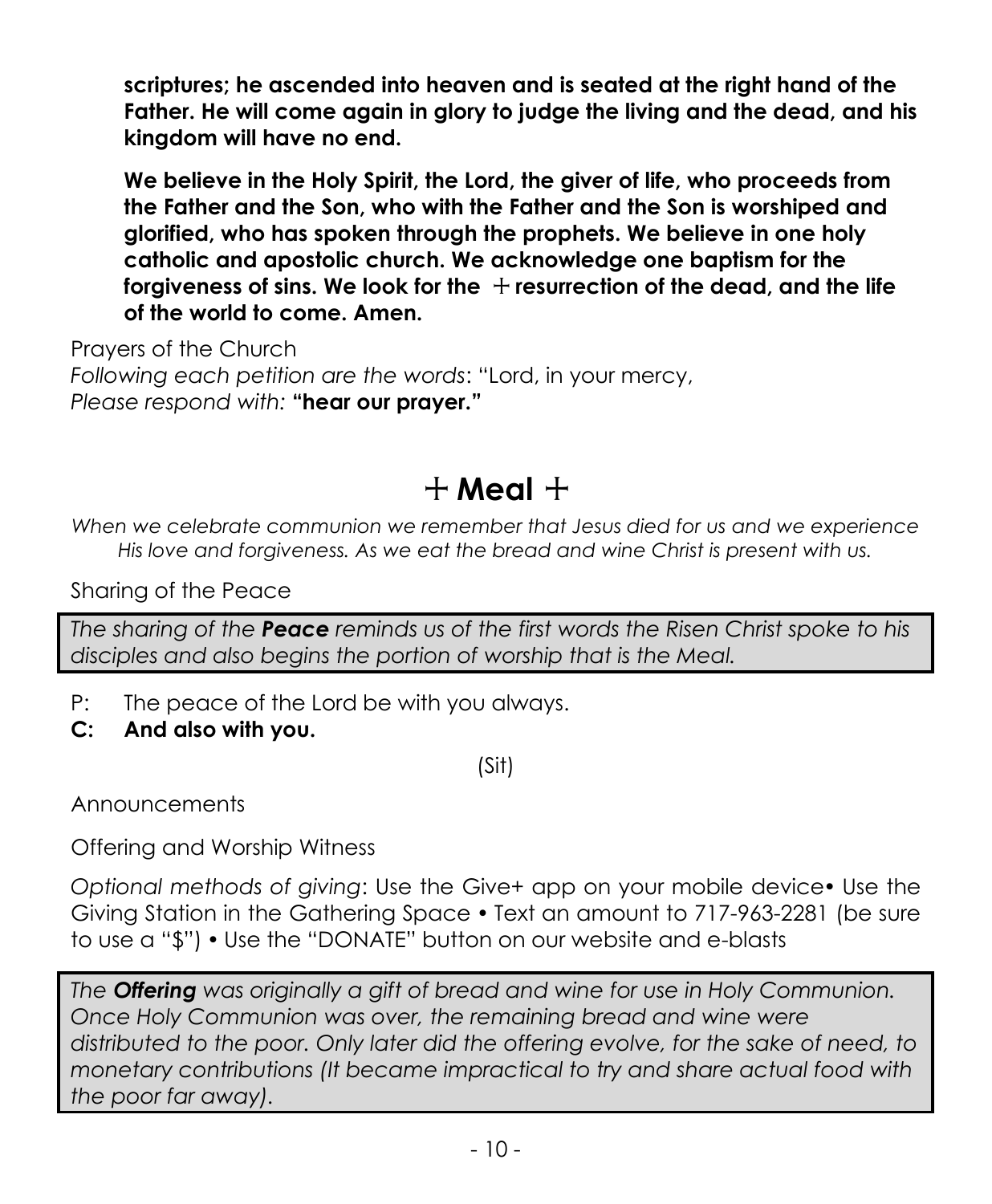**scriptures; he ascended into heaven and is seated at the right hand of the Father. He will come again in glory to judge the living and the dead, and his kingdom will have no end.**

**We believe in the Holy Spirit, the Lord, the giver of life, who proceeds from the Father and the Son, who with the Father and the Son is worshiped and glorified, who has spoken through the prophets. We believe in one holy catholic and apostolic church. We acknowledge one baptism for the forgiveness of sins. We look for the + resurrection of the dead, and the life of the world to come. Amen.**

Prayers of the Church
*Following each petition are the words*: "Lord, in your mercy,
*Please respond with:* **"hear our prayer."**

# + Meal +

*When we celebrate communion we remember that Jesus died for us and we experience His love and forgiveness. As we eat the bread and wine Christ is present with us.*

Sharing of the Peace

> *The sharing of the **Peace** reminds us of the first words the Risen Christ spoke to his disciples and also begins the portion of worship that is the Meal.*

P: The peace of the Lord be with you always.
**C: And also with you.**

(Sit)

Announcements

Offering and Worship Witness

*Optional methods of giving*: Use the Give+ app on your mobile device• Use the Giving Station in the Gathering Space • Text an amount to 717-963-2281 (be sure to use a "$") • Use the "DONATE" button on our website and e-blasts

> *The **Offering** was originally a gift of bread and wine for use in Holy Communion. Once Holy Communion was over, the remaining bread and wine were distributed to the poor. Only later did the offering evolve, for the sake of need, to monetary contributions (It became impractical to try and share actual food with the poor far away).*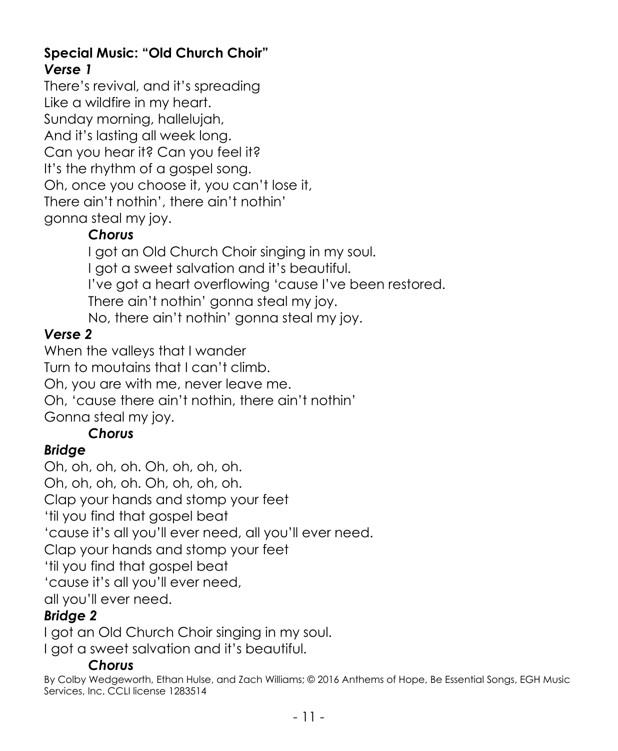**Special Music: "Old Church Choir"**

***Verse 1***

There's revival, and it's spreading
Like a wildfire in my heart.
Sunday morning, hallelujah,
And it's lasting all week long.
Can you hear it? Can you feel it?
It's the rhythm of a gospel song.
Oh, once you choose it, you can't lose it,
There ain't nothin', there ain't nothin'
gonna steal my joy.

***Chorus***

I got an Old Church Choir singing in my soul.
I got a sweet salvation and it's beautiful.
I've got a heart overflowing 'cause I've been restored.
There ain't nothin' gonna steal my joy.
No, there ain't nothin' gonna steal my joy.

***Verse 2***

When the valleys that I wander
Turn to moutains that I can't climb.
Oh, you are with me, never leave me.
Oh, 'cause there ain't nothin, there ain't nothin'
Gonna steal my joy.

***Chorus***

***Bridge***

Oh, oh, oh, oh. Oh, oh, oh, oh.
Oh, oh, oh, oh. Oh, oh, oh, oh.
Clap your hands and stomp your feet
'til you find that gospel beat
'cause it's all you'll ever need, all you'll ever need.
Clap your hands and stomp your feet
'til you find that gospel beat
'cause it's all you'll ever need,
all you'll ever need.

***Bridge 2***

I got an Old Church Choir singing in my soul.
I got a sweet salvation and it's beautiful.

***Chorus***

By Colby Wedgeworth, Ethan Hulse, and Zach Williams; © 2016 Anthems of Hope, Be Essential Songs, EGH Music Services, Inc. CCLI license 1283514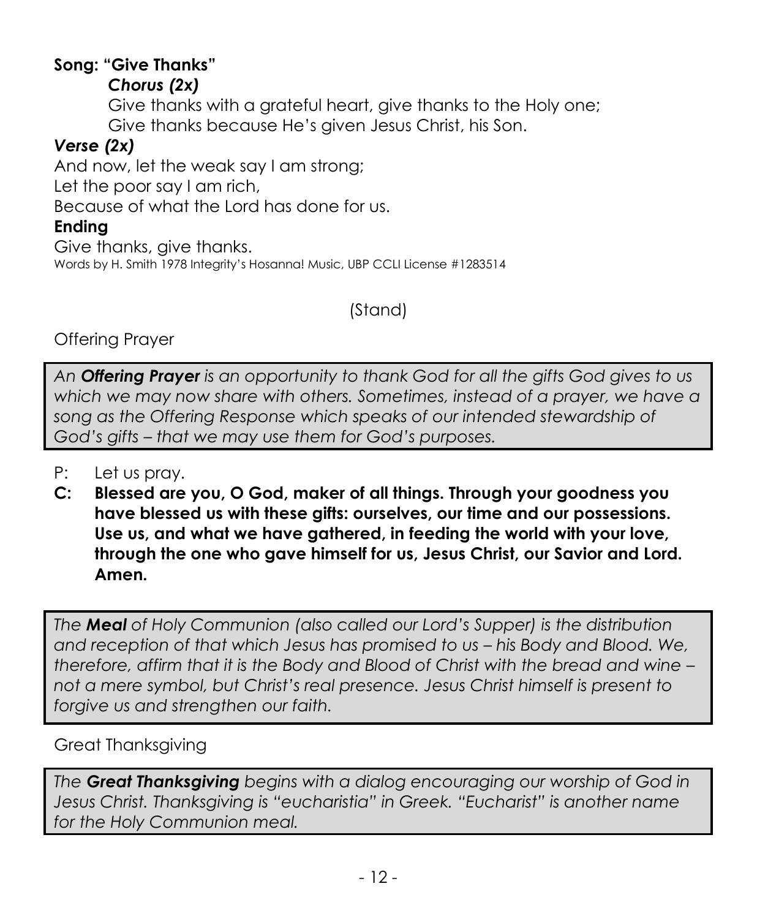**Song: "Give Thanks"**

***Chorus (2x)***

Give thanks with a grateful heart, give thanks to the Holy one;
Give thanks because He's given Jesus Christ, his Son.

***Verse (2x)***

And now, let the weak say I am strong;
Let the poor say I am rich,
Because of what the Lord has done for us.

**Ending**

Give thanks, give thanks.

Words by H. Smith 1978 Integrity's Hosanna! Music, UBP CCLI License #1283514

(Stand)

Offering Prayer

*An **Offering Prayer** is an opportunity to thank God for all the gifts God gives to us which we may now share with others. Sometimes, instead of a prayer, we have a song as the Offering Response which speaks of our intended stewardship of God's gifts – that we may use them for God's purposes.*

P: Let us pray.

**C: Blessed are you, O God, maker of all things. Through your goodness you have blessed us with these gifts: ourselves, our time and our possessions. Use us, and what we have gathered, in feeding the world with your love, through the one who gave himself for us, Jesus Christ, our Savior and Lord. Amen.**

*The **Meal** of Holy Communion (also called our Lord's Supper) is the distribution and reception of that which Jesus has promised to us – his Body and Blood. We, therefore, affirm that it is the Body and Blood of Christ with the bread and wine – not a mere symbol, but Christ's real presence. Jesus Christ himself is present to forgive us and strengthen our faith.*

Great Thanksgiving

*The **Great Thanksgiving** begins with a dialog encouraging our worship of God in Jesus Christ. Thanksgiving is "eucharistia" in Greek. "Eucharist" is another name for the Holy Communion meal.*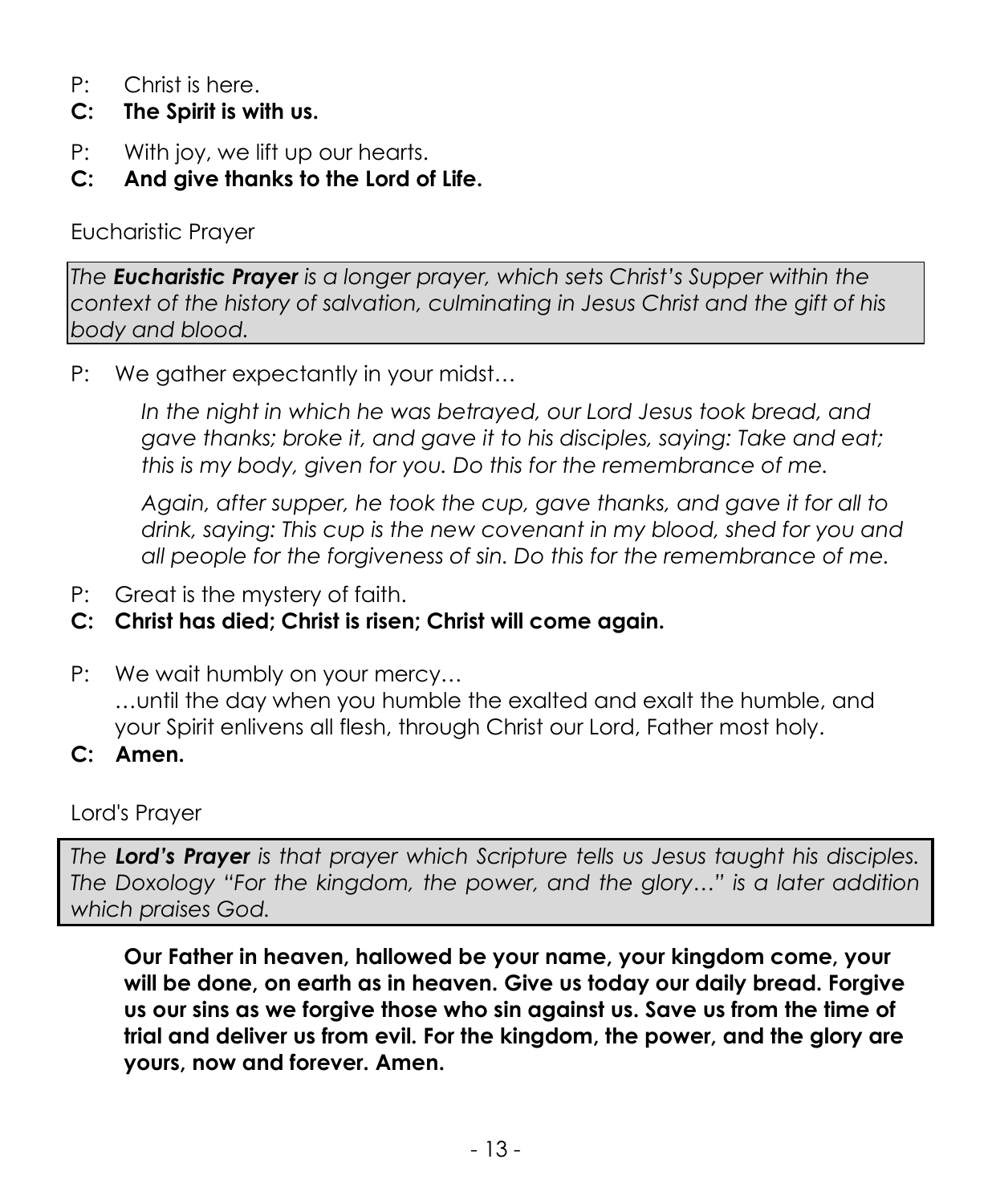P: Christ is here.

**C: The Spirit is with us.**

P: With joy, we lift up our hearts.

**C: And give thanks to the Lord of Life.**

Eucharistic Prayer

> *The **Eucharistic Prayer** is a longer prayer, which sets Christ's Supper within the context of the history of salvation, culminating in Jesus Christ and the gift of his body and blood.*

P: We gather expectantly in your midst…

*In the night in which he was betrayed, our Lord Jesus took bread, and gave thanks; broke it, and gave it to his disciples, saying: Take and eat; this is my body, given for you. Do this for the remembrance of me.*

*Again, after supper, he took the cup, gave thanks, and gave it for all to drink, saying: This cup is the new covenant in my blood, shed for you and all people for the forgiveness of sin. Do this for the remembrance of me.*

P: Great is the mystery of faith.

**C: Christ has died; Christ is risen; Christ will come again.**

P: We wait humbly on your mercy…
…until the day when you humble the exalted and exalt the humble, and your Spirit enlivens all flesh, through Christ our Lord, Father most holy.

**C: Amen.**

Lord's Prayer

> *The **Lord's Prayer** is that prayer which Scripture tells us Jesus taught his disciples. The Doxology "For the kingdom, the power, and the glory…" is a later addition which praises God.*

**Our Father in heaven, hallowed be your name, your kingdom come, your will be done, on earth as in heaven. Give us today our daily bread. Forgive us our sins as we forgive those who sin against us. Save us from the time of trial and deliver us from evil. For the kingdom, the power, and the glory are yours, now and forever. Amen.**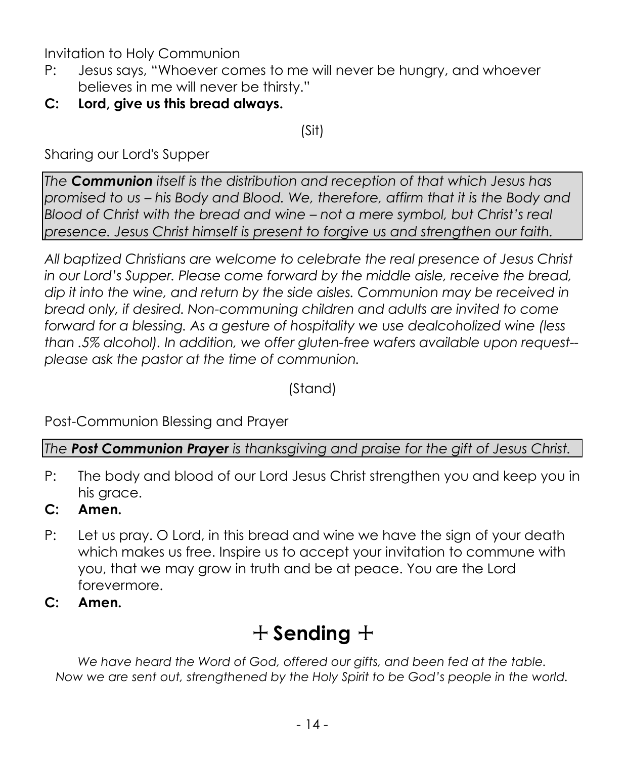Invitation to Holy Communion

P: Jesus says, "Whoever comes to me will never be hungry, and whoever believes in me will never be thirsty."

**C: Lord, give us this bread always.**

(Sit)

Sharing our Lord's Supper

*The **Communion** itself is the distribution and reception of that which Jesus has promised to us – his Body and Blood. We, therefore, affirm that it is the Body and Blood of Christ with the bread and wine – not a mere symbol, but Christ's real presence. Jesus Christ himself is present to forgive us and strengthen our faith.*

*All baptized Christians are welcome to celebrate the real presence of Jesus Christ in our Lord's Supper. Please come forward by the middle aisle, receive the bread, dip it into the wine, and return by the side aisles. Communion may be received in bread only, if desired. Non-communing children and adults are invited to come forward for a blessing. As a gesture of hospitality we use dealcoholized wine (less than .5% alcohol). In addition, we offer gluten-free wafers available upon request-- please ask the pastor at the time of communion.*

(Stand)

Post-Communion Blessing and Prayer

*The **Post Communion Prayer** is thanksgiving and praise for the gift of Jesus Christ.*

P: The body and blood of our Lord Jesus Christ strengthen you and keep you in his grace.

**C: Amen.**

P: Let us pray. O Lord, in this bread and wine we have the sign of your death which makes us free. Inspire us to accept your invitation to commune with you, that we may grow in truth and be at peace. You are the Lord forevermore.

**C: Amen.**

# ☩ Sending ☩

*We have heard the Word of God, offered our gifts, and been fed at the table. Now we are sent out, strengthened by the Holy Spirit to be God's people in the world.*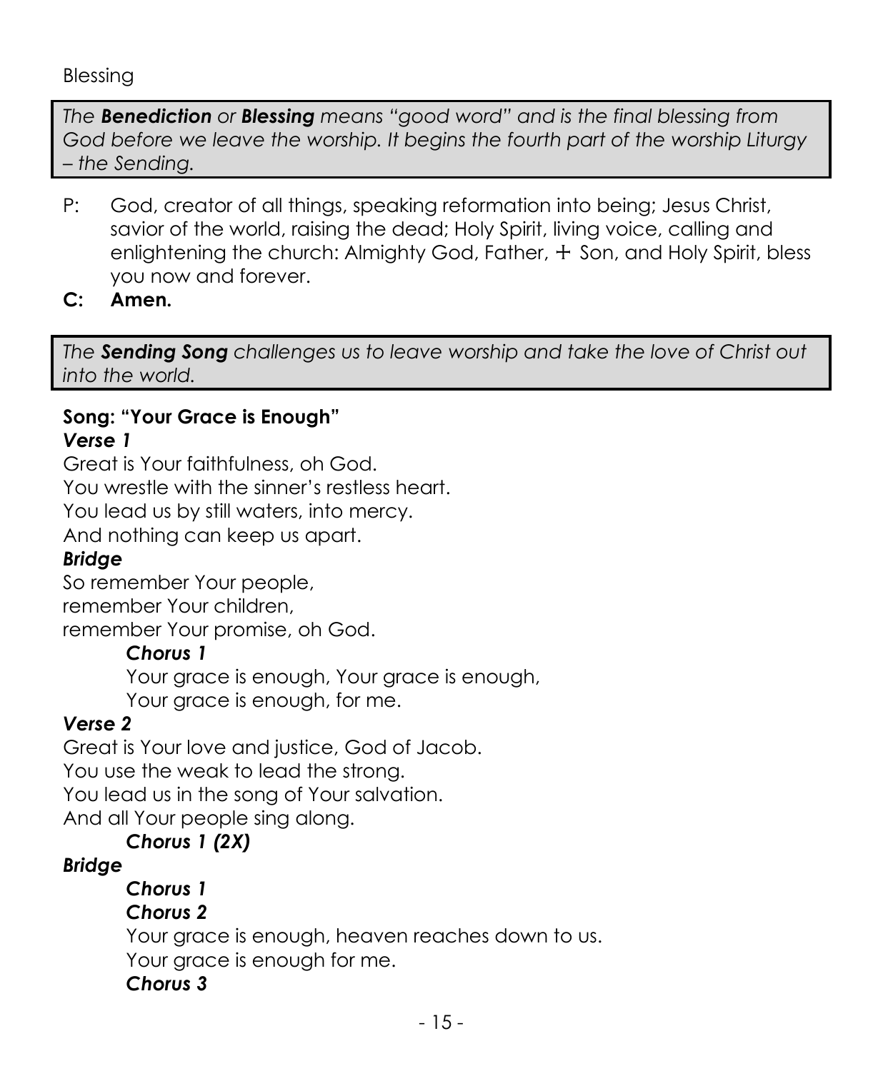Blessing

> *The **Benediction** or **Blessing** means "good word" and is the final blessing from God before we leave the worship. It begins the fourth part of the worship Liturgy – the Sending.*

P: God, creator of all things, speaking reformation into being; Jesus Christ, savior of the world, raising the dead; Holy Spirit, living voice, calling and enlightening the church: Almighty God, Father, ☩ Son, and Holy Spirit, bless you now and forever.

**C: Amen.**

> *The **Sending Song** challenges us to leave worship and take the love of Christ out into the world.*

**Song: "Your Grace is Enough"**

***Verse 1***

Great is Your faithfulness, oh God.
You wrestle with the sinner's restless heart.
You lead us by still waters, into mercy.
And nothing can keep us apart.

***Bridge***

So remember Your people,
remember Your children,
remember Your promise, oh God.

***Chorus 1***

Your grace is enough, Your grace is enough,
Your grace is enough, for me.

***Verse 2***

Great is Your love and justice, God of Jacob.
You use the weak to lead the strong.
You lead us in the song of Your salvation.
And all Your people sing along.

***Chorus 1 (2X)***

***Bridge***

***Chorus 1***

***Chorus 2***

Your grace is enough, heaven reaches down to us.
Your grace is enough for me.

***Chorus 3***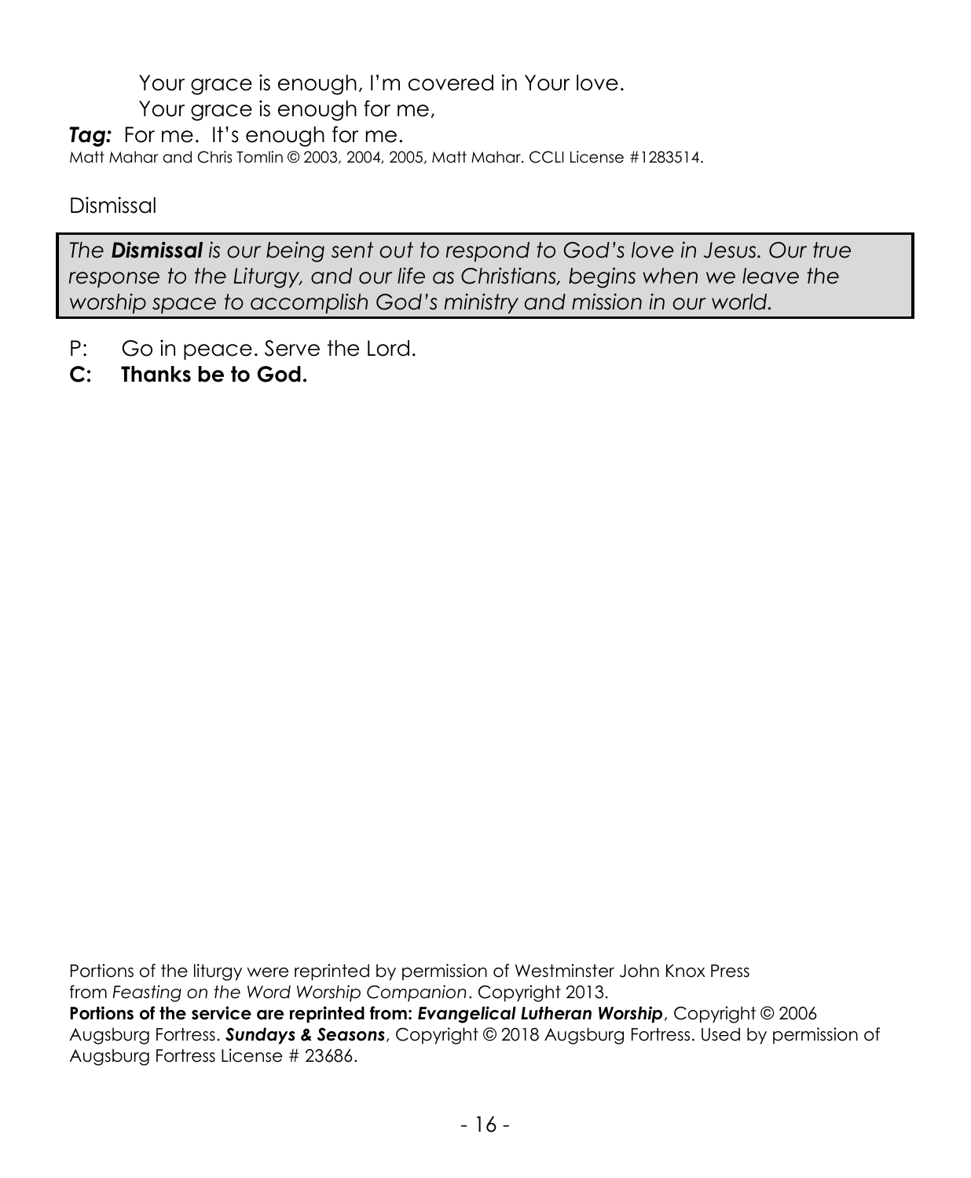Your grace is enough, I'm covered in Your love.
Your grace is enough for me,

***Tag:*** For me. It's enough for me.

Matt Mahar and Chris Tomlin © 2003, 2004, 2005, Matt Mahar. CCLI License #1283514.

Dismissal

> *The **Dismissal** is our being sent out to respond to God's love in Jesus. Our true response to the Liturgy, and our life as Christians, begins when we leave the worship space to accomplish God's ministry and mission in our world.*

P: Go in peace. Serve the Lord.

**C: Thanks be to God.**

Portions of the liturgy were reprinted by permission of Westminster John Knox Press from *Feasting on the Word Worship Companion*. Copyright 2013.

**Portions of the service are reprinted from:** ***Evangelical Lutheran Worship***, Copyright © 2006 Augsburg Fortress. ***Sundays & Seasons***, Copyright © 2018 Augsburg Fortress. Used by permission of Augsburg Fortress License # 23686.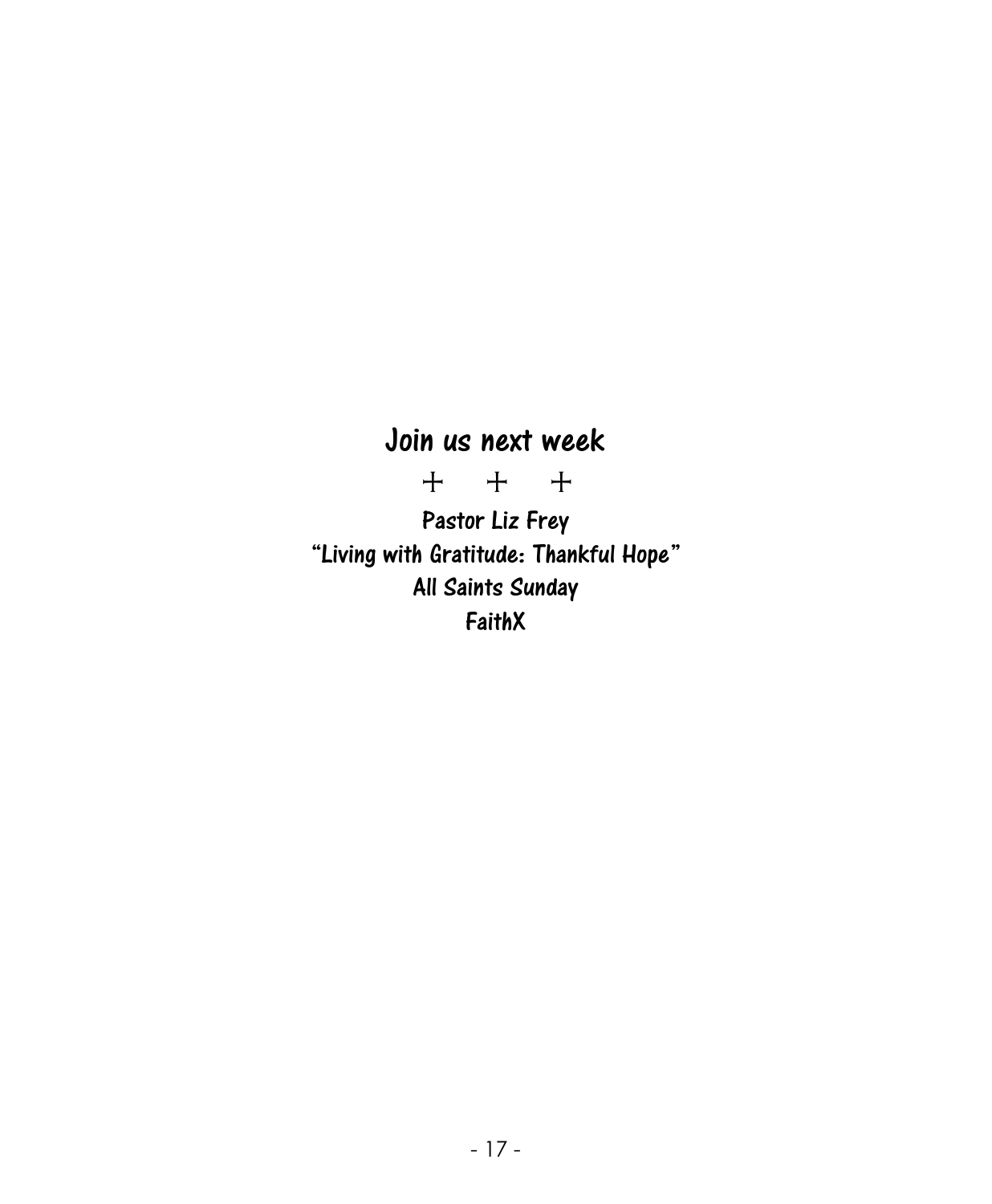## Join us next week

+ + +

**Pastor Liz Frey**

**"Living with Gratitude: Thankful Hope"**

**All Saints Sunday**

**FaithX**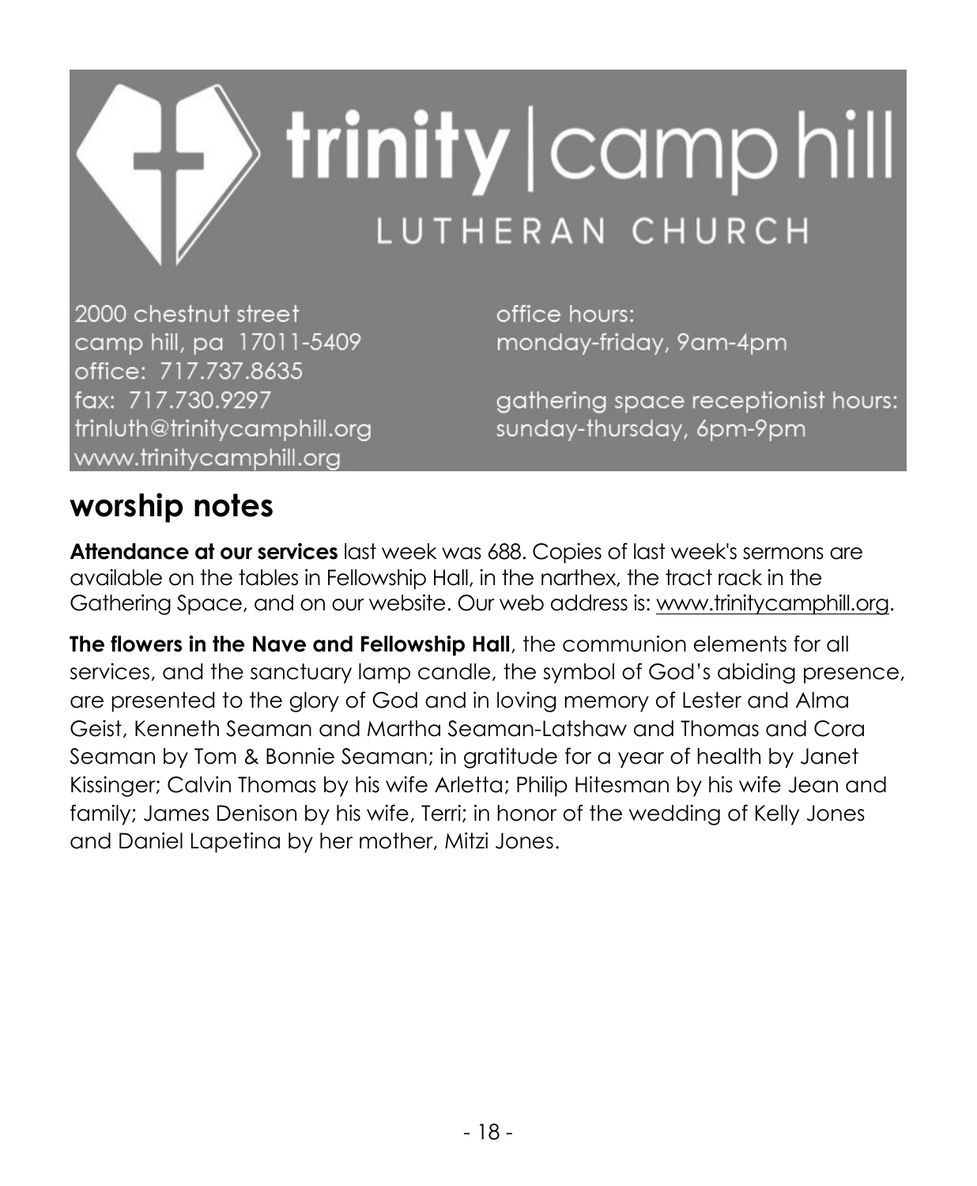# trinity | camp hill

LUTHERAN CHURCH

2000 chestnut street
camp hill, pa 17011-5409
office: 717.737.8635
fax: 717.730.9297
trinluth@trinitycamphill.org
www.trinitycamphill.org

office hours:
monday-friday, 9am-4pm

gathering space receptionist hours:
sunday-thursday, 6pm-9pm

## worship notes

**Attendance at our services** last week was 688. Copies of last week's sermons are available on the tables in Fellowship Hall, in the narthex, the tract rack in the Gathering Space, and on our website. Our web address is: www.trinitycamphill.org.

**The flowers in the Nave and Fellowship Hall**, the communion elements for all services, and the sanctuary lamp candle, the symbol of God's abiding presence, are presented to the glory of God and in loving memory of Lester and Alma Geist, Kenneth Seaman and Martha Seaman-Latshaw and Thomas and Cora Seaman by Tom & Bonnie Seaman; in gratitude for a year of health by Janet Kissinger; Calvin Thomas by his wife Arletta; Philip Hitesman by his wife Jean and family; James Denison by his wife, Terri; in honor of the wedding of Kelly Jones and Daniel Lapetina by her mother, Mitzi Jones.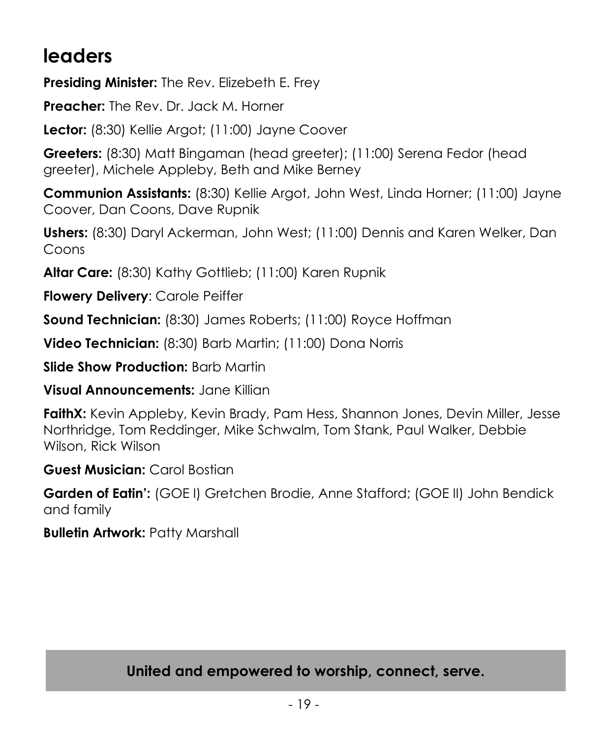# leaders

**Presiding Minister:** The Rev. Elizebeth E. Frey

**Preacher:** The Rev. Dr. Jack M. Horner

**Lector:** (8:30) Kellie Argot; (11:00) Jayne Coover

**Greeters:** (8:30) Matt Bingaman (head greeter); (11:00) Serena Fedor (head greeter), Michele Appleby, Beth and Mike Berney

**Communion Assistants:** (8:30) Kellie Argot, John West, Linda Horner; (11:00) Jayne Coover, Dan Coons, Dave Rupnik

**Ushers:** (8:30) Daryl Ackerman, John West; (11:00) Dennis and Karen Welker, Dan Coons

**Altar Care:** (8:30) Kathy Gottlieb; (11:00) Karen Rupnik

**Flowery Delivery**: Carole Peiffer

**Sound Technician:** (8:30) James Roberts; (11:00) Royce Hoffman

**Video Technician:** (8:30) Barb Martin; (11:00) Dona Norris

**Slide Show Production:** Barb Martin

**Visual Announcements:** Jane Killian

**FaithX:** Kevin Appleby, Kevin Brady, Pam Hess, Shannon Jones, Devin Miller, Jesse Northridge, Tom Reddinger, Mike Schwalm, Tom Stank, Paul Walker, Debbie Wilson, Rick Wilson

**Guest Musician:** Carol Bostian

**Garden of Eatin':** (GOE I) Gretchen Brodie, Anne Stafford; (GOE II) John Bendick and family

**Bulletin Artwork:** Patty Marshall

**United and empowered to worship, connect, serve.**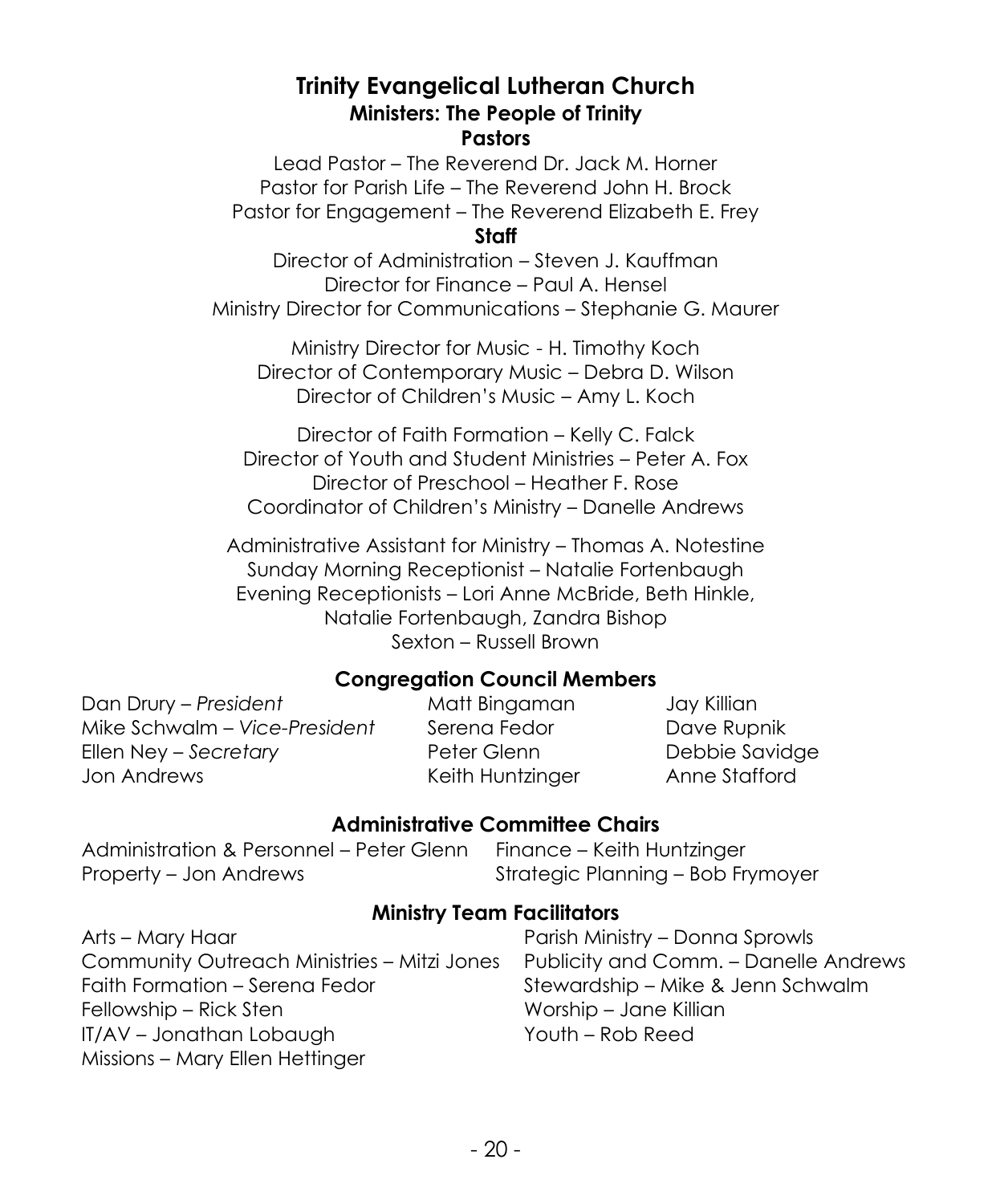# Trinity Evangelical Lutheran Church

## Ministers: The People of Trinity

### Pastors

Lead Pastor – The Reverend Dr. Jack M. Horner
Pastor for Parish Life – The Reverend John H. Brock
Pastor for Engagement – The Reverend Elizabeth E. Frey

### Staff

Director of Administration – Steven J. Kauffman
Director for Finance – Paul A. Hensel
Ministry Director for Communications – Stephanie G. Maurer

Ministry Director for Music - H. Timothy Koch
Director of Contemporary Music – Debra D. Wilson
Director of Children's Music – Amy L. Koch

Director of Faith Formation – Kelly C. Falck
Director of Youth and Student Ministries – Peter A. Fox
Director of Preschool – Heather F. Rose
Coordinator of Children's Ministry – Danelle Andrews

Administrative Assistant for Ministry – Thomas A. Notestine
Sunday Morning Receptionist – Natalie Fortenbaugh
Evening Receptionists – Lori Anne McBride, Beth Hinkle, Natalie Fortenbaugh, Zandra Bishop
Sexton – Russell Brown

### Congregation Council Members

Dan Drury – *President*
Mike Schwalm – *Vice-President*
Ellen Ney – *Secretary*
Jon Andrews
Matt Bingaman
Serena Fedor
Peter Glenn
Keith Huntzinger
Jay Killian
Dave Rupnik
Debbie Savidge
Anne Stafford

### Administrative Committee Chairs

Administration & Personnel – Peter Glenn
Property – Jon Andrews
Finance – Keith Huntzinger
Strategic Planning – Bob Frymoyer

### Ministry Team Facilitators

Arts – Mary Haar
Community Outreach Ministries – Mitzi Jones
Faith Formation – Serena Fedor
Fellowship – Rick Sten
IT/AV – Jonathan Lobaugh
Missions – Mary Ellen Hettinger
Parish Ministry – Donna Sprowls
Publicity and Comm. – Danelle Andrews
Stewardship – Mike & Jenn Schwalm
Worship – Jane Killian
Youth – Rob Reed